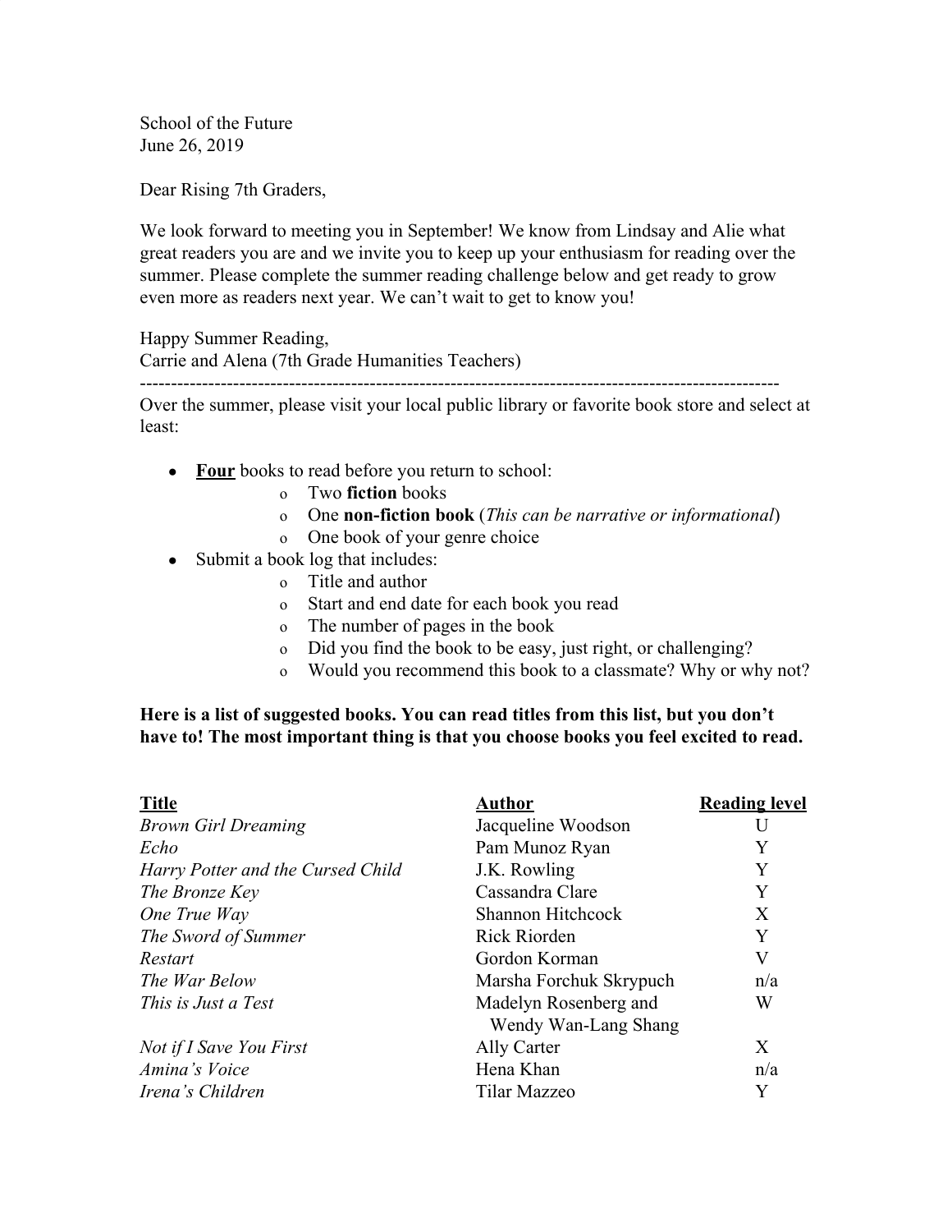School of the Future
June 26, 2019

Dear Rising 7th Graders,

We look forward to meeting you in September! We know from Lindsay and Alie what great readers you are and we invite you to keep up your enthusiasm for reading over the summer. Please complete the summer reading challenge below and get ready to grow even more as readers next year. We can't wait to get to know you!

Happy Summer Reading,
Carrie and Alena (7th Grade Humanities Teachers)

---

Over the summer, please visit your local public library or favorite book store and select at least:

- **Four** books to read before you return to school:
  - Two **fiction** books
  - One **non-fiction book** (*This can be narrative or informational*)
  - One book of your genre choice
- Submit a book log that includes:
  - Title and author
  - Start and end date for each book you read
  - The number of pages in the book
  - Did you find the book to be easy, just right, or challenging?
  - Would you recommend this book to a classmate? Why or why not?

**Here is a list of suggested books. You can read titles from this list, but you don't have to! The most important thing is that you choose books you feel excited to read.**

| Title | Author | Reading level |
|---|---|---|
| *Brown Girl Dreaming* | Jacqueline Woodson | U |
| *Echo* | Pam Munoz Ryan | Y |
| *Harry Potter and the Cursed Child* | J.K. Rowling | Y |
| *The Bronze Key* | Cassandra Clare | Y |
| *One True Way* | Shannon Hitchcock | X |
| *The Sword of Summer* | Rick Riorden | Y |
| *Restart* | Gordon Korman | V |
| *The War Below* | Marsha Forchuk Skrypuch | n/a |
| *This is Just a Test* | Madelyn Rosenberg and Wendy Wan-Lang Shang | W |
| *Not if I Save You First* | Ally Carter | X |
| *Amina's Voice* | Hena Khan | n/a |
| *Irena's Children* | Tilar Mazzeo | Y |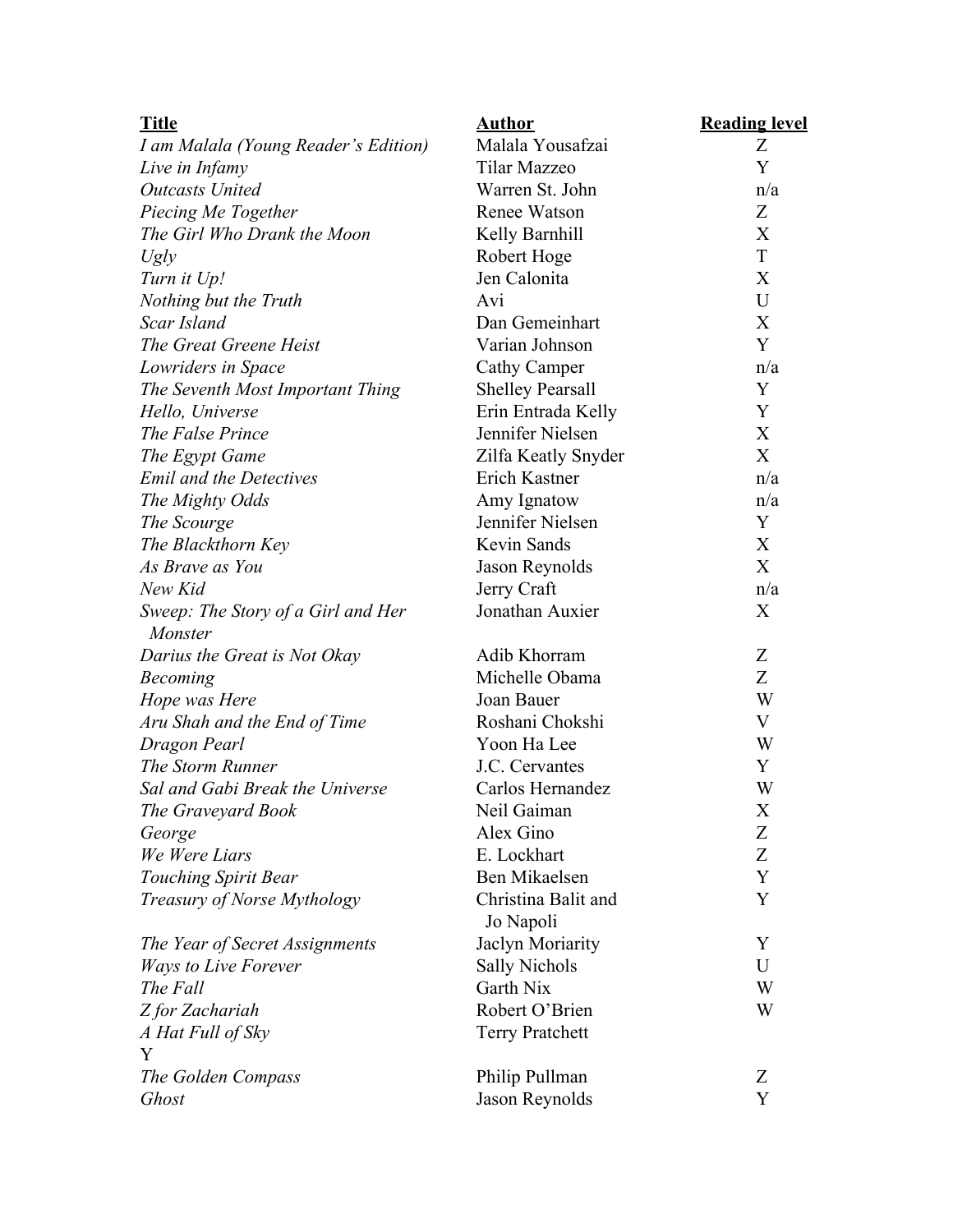| Title | Author | Reading level |
|---|---|---|
| *I am Malala (Young Reader's Edition)* | Malala Yousafzai | Z |
| *Live in Infamy* | Tilar Mazzeo | Y |
| *Outcasts United* | Warren St. John | n/a |
| *Piecing Me Together* | Renee Watson | Z |
| *The Girl Who Drank the Moon* | Kelly Barnhill | X |
| *Ugly* | Robert Hoge | T |
| *Turn it Up!* | Jen Calonita | X |
| *Nothing but the Truth* | Avi | U |
| *Scar Island* | Dan Gemeinhart | X |
| *The Great Greene Heist* | Varian Johnson | Y |
| *Lowriders in Space* | Cathy Camper | n/a |
| *The Seventh Most Important Thing* | Shelley Pearsall | Y |
| *Hello, Universe* | Erin Entrada Kelly | Y |
| *The False Prince* | Jennifer Nielsen | X |
| *The Egypt Game* | Zilfa Keatly Snyder | X |
| *Emil and the Detectives* | Erich Kastner | n/a |
| *The Mighty Odds* | Amy Ignatow | n/a |
| *The Scourge* | Jennifer Nielsen | Y |
| *The Blackthorn Key* | Kevin Sands | X |
| *As Brave as You* | Jason Reynolds | X |
| *New Kid* | Jerry Craft | n/a |
| *Sweep: The Story of a Girl and Her Monster* | Jonathan Auxier | X |
| *Darius the Great is Not Okay* | Adib Khorram | Z |
| *Becoming* | Michelle Obama | Z |
| *Hope was Here* | Joan Bauer | W |
| *Aru Shah and the End of Time* | Roshani Chokshi | V |
| *Dragon Pearl* | Yoon Ha Lee | W |
| *The Storm Runner* | J.C. Cervantes | Y |
| *Sal and Gabi Break the Universe* | Carlos Hernandez | W |
| *The Graveyard Book* | Neil Gaiman | X |
| *George* | Alex Gino | Z |
| *We Were Liars* | E. Lockhart | Z |
| *Touching Spirit Bear* | Ben Mikaelsen | Y |
| *Treasury of Norse Mythology* | Christina Balit and Jo Napoli | Y |
| *The Year of Secret Assignments* | Jaclyn Moriarity | Y |
| *Ways to Live Forever* | Sally Nichols | U |
| *The Fall* | Garth Nix | W |
| *Z for Zachariah* | Robert O'Brien | W |
| *A Hat Full of Sky* | Terry Pratchett | Y |
| *The Golden Compass* | Philip Pullman | Z |
| *Ghost* | Jason Reynolds | Y |